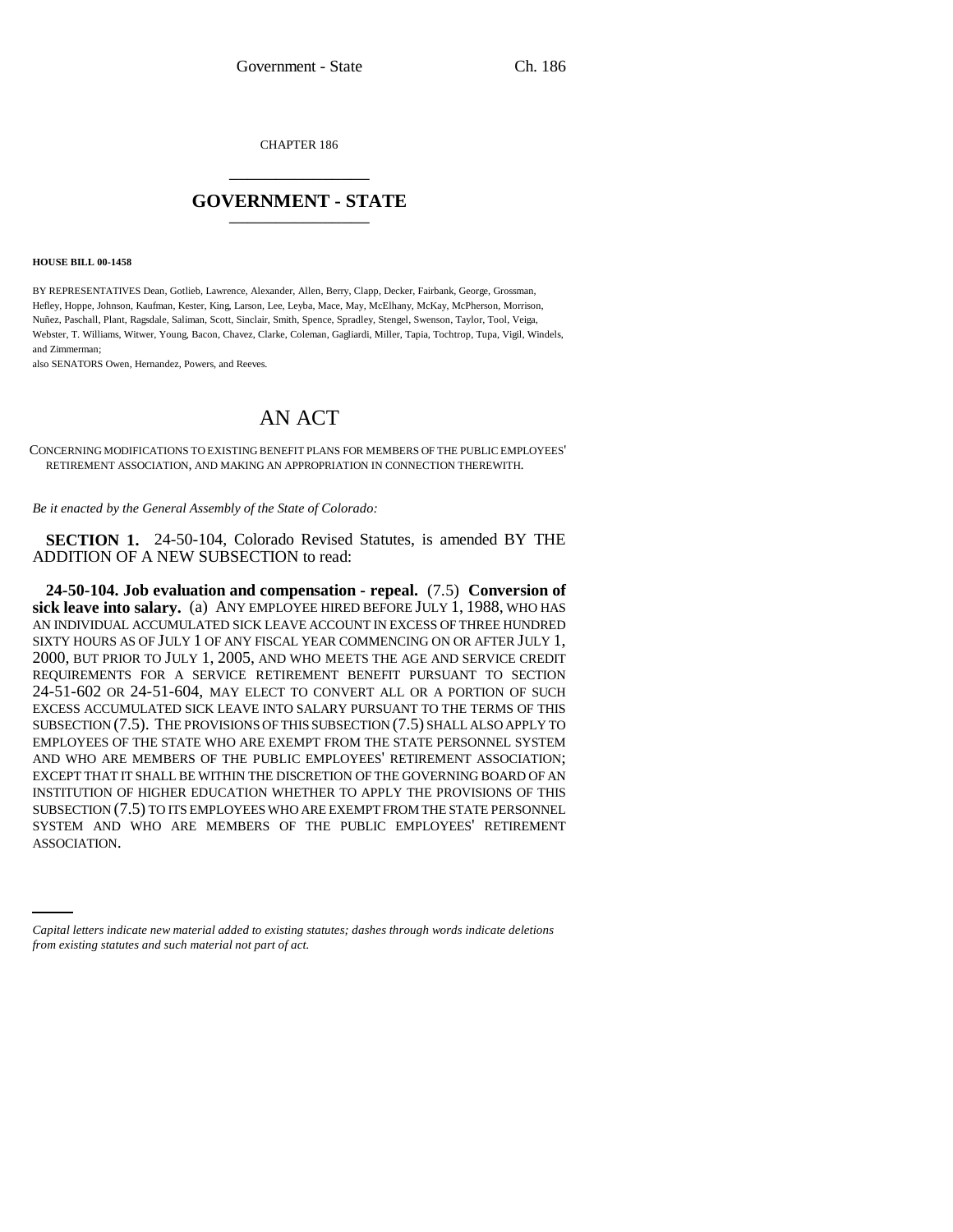CHAPTER 186

# GOVERNMENT - STATE

**HOUSE BILL 00-1458**

BY REPRESENTATIVES Dean, Gotlieb, Lawrence, Alexander, Allen, Berry, Clapp, Decker, Fairbank, George, Grossman, Hefley, Hoppe, Johnson, Kaufman, Kester, King, Larson, Lee, Leyba, Mace, May, McElhany, McKay, McPherson, Morrison, Nuñez, Paschall, Plant, Ragsdale, Saliman, Scott, Sinclair, Smith, Spence, Spradley, Stengel, Swenson, Taylor, Tool, Veiga, Webster, T. Williams, Witwer, Young, Bacon, Chavez, Clarke, Coleman, Gagliardi, Miller, Tapia, Tochtrop, Tupa, Vigil, Windels, and Zimmerman;

also SENATORS Owen, Hernandez, Powers, and Reeves.

# AN ACT

CONCERNING MODIFICATIONS TO EXISTING BENEFIT PLANS FOR MEMBERS OF THE PUBLIC EMPLOYEES' RETIREMENT ASSOCIATION, AND MAKING AN APPROPRIATION IN CONNECTION THEREWITH.

*Be it enacted by the General Assembly of the State of Colorado:*

**SECTION 1.** 24-50-104, Colorado Revised Statutes, is amended BY THE ADDITION OF A NEW SUBSECTION to read:

**24-50-104. Job evaluation and compensation - repeal.** (7.5) **Conversion of sick leave into salary.** (a) ANY EMPLOYEE HIRED BEFORE JULY 1, 1988, WHO HAS AN INDIVIDUAL ACCUMULATED SICK LEAVE ACCOUNT IN EXCESS OF THREE HUNDRED SIXTY HOURS AS OF JULY 1 OF ANY FISCAL YEAR COMMENCING ON OR AFTER JULY 1, 2000, BUT PRIOR TO JULY 1, 2005, AND WHO MEETS THE AGE AND SERVICE CREDIT REQUIREMENTS FOR A SERVICE RETIREMENT BENEFIT PURSUANT TO SECTION 24-51-602 OR 24-51-604, MAY ELECT TO CONVERT ALL OR A PORTION OF SUCH EXCESS ACCUMULATED SICK LEAVE INTO SALARY PURSUANT TO THE TERMS OF THIS SUBSECTION (7.5). THE PROVISIONS OF THIS SUBSECTION (7.5) SHALL ALSO APPLY TO EMPLOYEES OF THE STATE WHO ARE EXEMPT FROM THE STATE PERSONNEL SYSTEM AND WHO ARE MEMBERS OF THE PUBLIC EMPLOYEES' RETIREMENT ASSOCIATION; EXCEPT THAT IT SHALL BE WITHIN THE DISCRETION OF THE GOVERNING BOARD OF AN INSTITUTION OF HIGHER EDUCATION WHETHER TO APPLY THE PROVISIONS OF THIS SUBSECTION (7.5) TO ITS EMPLOYEES WHO ARE EXEMPT FROM THE STATE PERSONNEL SYSTEM AND WHO ARE MEMBERS OF THE PUBLIC EMPLOYEES' RETIREMENT ASSOCIATION.

*Capital letters indicate new material added to existing statutes; dashes through words indicate deletions from existing statutes and such material not part of act.*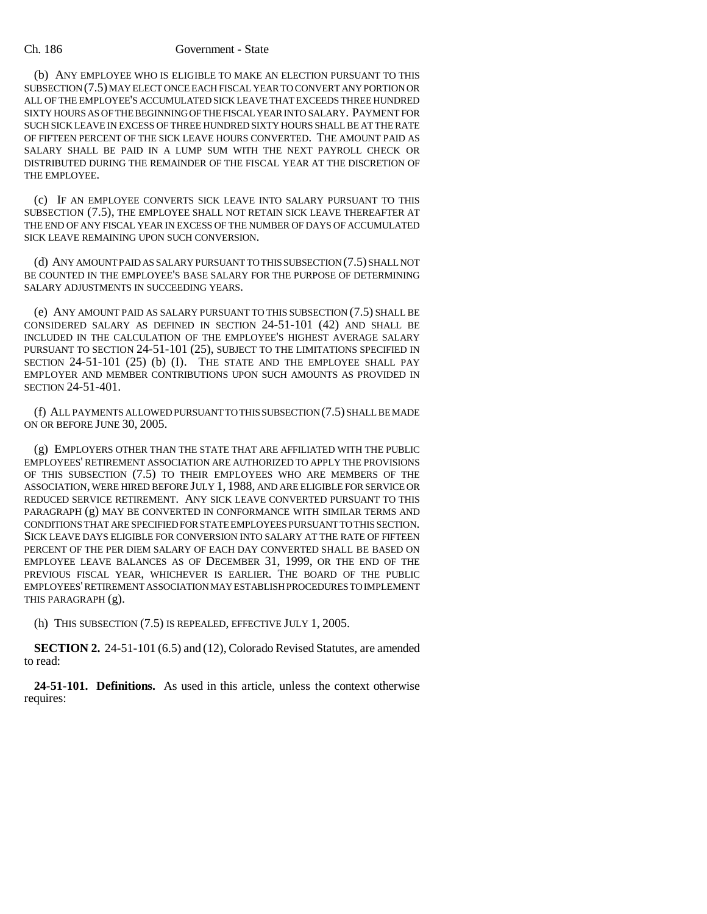(b) ANY EMPLOYEE WHO IS ELIGIBLE TO MAKE AN ELECTION PURSUANT TO THIS SUBSECTION (7.5) MAY ELECT ONCE EACH FISCAL YEAR TO CONVERT ANY PORTION OR ALL OF THE EMPLOYEE'S ACCUMULATED SICK LEAVE THAT EXCEEDS THREE HUNDRED SIXTY HOURS AS OF THE BEGINNING OF THE FISCAL YEAR INTO SALARY. PAYMENT FOR SUCH SICK LEAVE IN EXCESS OF THREE HUNDRED SIXTY HOURS SHALL BE AT THE RATE OF FIFTEEN PERCENT OF THE SICK LEAVE HOURS CONVERTED. THE AMOUNT PAID AS SALARY SHALL BE PAID IN A LUMP SUM WITH THE NEXT PAYROLL CHECK OR DISTRIBUTED DURING THE REMAINDER OF THE FISCAL YEAR AT THE DISCRETION OF THE EMPLOYEE.

(c) IF AN EMPLOYEE CONVERTS SICK LEAVE INTO SALARY PURSUANT TO THIS SUBSECTION (7.5), THE EMPLOYEE SHALL NOT RETAIN SICK LEAVE THEREAFTER AT THE END OF ANY FISCAL YEAR IN EXCESS OF THE NUMBER OF DAYS OF ACCUMULATED SICK LEAVE REMAINING UPON SUCH CONVERSION.

(d) ANY AMOUNT PAID AS SALARY PURSUANT TO THIS SUBSECTION (7.5) SHALL NOT BE COUNTED IN THE EMPLOYEE'S BASE SALARY FOR THE PURPOSE OF DETERMINING SALARY ADJUSTMENTS IN SUCCEEDING YEARS.

(e) ANY AMOUNT PAID AS SALARY PURSUANT TO THIS SUBSECTION (7.5) SHALL BE CONSIDERED SALARY AS DEFINED IN SECTION 24-51-101 (42) AND SHALL BE INCLUDED IN THE CALCULATION OF THE EMPLOYEE'S HIGHEST AVERAGE SALARY PURSUANT TO SECTION 24-51-101 (25), SUBJECT TO THE LIMITATIONS SPECIFIED IN SECTION 24-51-101 (25) (b) (I). THE STATE AND THE EMPLOYEE SHALL PAY EMPLOYER AND MEMBER CONTRIBUTIONS UPON SUCH AMOUNTS AS PROVIDED IN SECTION 24-51-401.

(f) ALL PAYMENTS ALLOWED PURSUANT TO THIS SUBSECTION (7.5) SHALL BE MADE ON OR BEFORE JUNE 30, 2005.

(g) EMPLOYERS OTHER THAN THE STATE THAT ARE AFFILIATED WITH THE PUBLIC EMPLOYEES' RETIREMENT ASSOCIATION ARE AUTHORIZED TO APPLY THE PROVISIONS OF THIS SUBSECTION (7.5) TO THEIR EMPLOYEES WHO ARE MEMBERS OF THE ASSOCIATION, WERE HIRED BEFORE JULY 1, 1988, AND ARE ELIGIBLE FOR SERVICE OR REDUCED SERVICE RETIREMENT. ANY SICK LEAVE CONVERTED PURSUANT TO THIS PARAGRAPH (g) MAY BE CONVERTED IN CONFORMANCE WITH SIMILAR TERMS AND CONDITIONS THAT ARE SPECIFIED FOR STATE EMPLOYEES PURSUANT TO THIS SECTION. SICK LEAVE DAYS ELIGIBLE FOR CONVERSION INTO SALARY AT THE RATE OF FIFTEEN PERCENT OF THE PER DIEM SALARY OF EACH DAY CONVERTED SHALL BE BASED ON EMPLOYEE LEAVE BALANCES AS OF DECEMBER 31, 1999, OR THE END OF THE PREVIOUS FISCAL YEAR, WHICHEVER IS EARLIER. THE BOARD OF THE PUBLIC EMPLOYEES' RETIREMENT ASSOCIATION MAY ESTABLISH PROCEDURES TO IMPLEMENT THIS PARAGRAPH (g).

(h) THIS SUBSECTION (7.5) IS REPEALED, EFFECTIVE JULY 1, 2005.

**SECTION 2.** 24-51-101 (6.5) and (12), Colorado Revised Statutes, are amended to read:

**24-51-101. Definitions.** As used in this article, unless the context otherwise requires: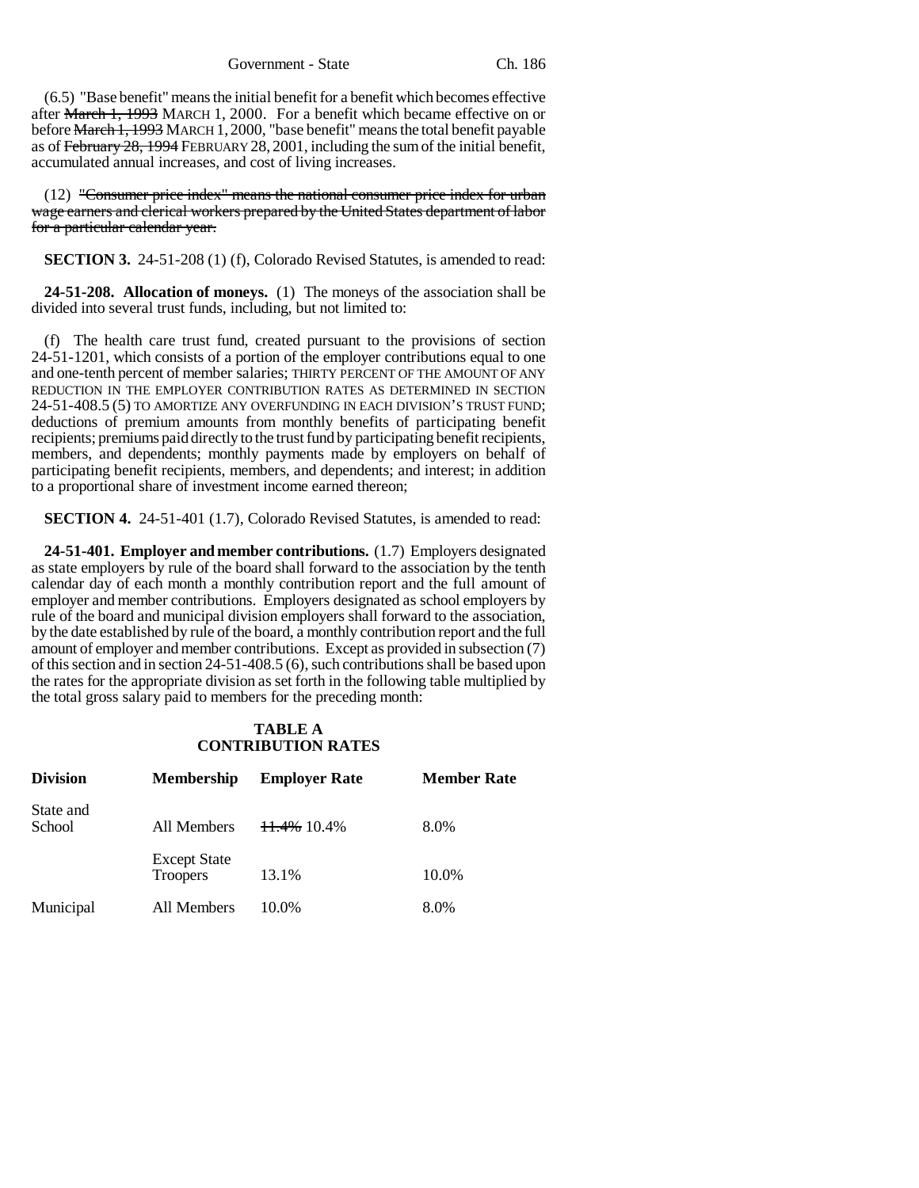(6.5) "Base benefit" means the initial benefit for a benefit which becomes effective after ~~March 1, 1993~~ MARCH 1, 2000. For a benefit which became effective on or before ~~March 1, 1993~~ MARCH 1, 2000, "base benefit" means the total benefit payable as of ~~February 28, 1994~~ FEBRUARY 28, 2001, including the sum of the initial benefit, accumulated annual increases, and cost of living increases.

(12) ~~"Consumer price index" means the national consumer price index for urban wage earners and clerical workers prepared by the United States department of labor for a particular calendar year.~~

**SECTION 3.** 24-51-208 (1) (f), Colorado Revised Statutes, is amended to read:

**24-51-208. Allocation of moneys.** (1) The moneys of the association shall be divided into several trust funds, including, but not limited to:

(f) The health care trust fund, created pursuant to the provisions of section 24-51-1201, which consists of a portion of the employer contributions equal to one and one-tenth percent of member salaries; THIRTY PERCENT OF THE AMOUNT OF ANY REDUCTION IN THE EMPLOYER CONTRIBUTION RATES AS DETERMINED IN SECTION 24-51-408.5 (5) TO AMORTIZE ANY OVERFUNDING IN EACH DIVISION'S TRUST FUND; deductions of premium amounts from monthly benefits of participating benefit recipients; premiums paid directly to the trust fund by participating benefit recipients, members, and dependents; monthly payments made by employers on behalf of participating benefit recipients, members, and dependents; and interest; in addition to a proportional share of investment income earned thereon;

**SECTION 4.** 24-51-401 (1.7), Colorado Revised Statutes, is amended to read:

**24-51-401. Employer and member contributions.** (1.7) Employers designated as state employers by rule of the board shall forward to the association by the tenth calendar day of each month a monthly contribution report and the full amount of employer and member contributions. Employers designated as school employers by rule of the board and municipal division employers shall forward to the association, by the date established by rule of the board, a monthly contribution report and the full amount of employer and member contributions. Except as provided in subsection (7) of this section and in section 24-51-408.5 (6), such contributions shall be based upon the rates for the appropriate division as set forth in the following table multiplied by the total gross salary paid to members for the preceding month:

**TABLE A**
**CONTRIBUTION RATES**

| Division | Membership | Employer Rate | Member Rate |
|---|---|---|---|
| State and School | All Members | ~~11.4%~~ 10.4% | 8.0% |
| | Except State Troopers | 13.1% | 10.0% |
| Municipal | All Members | 10.0% | 8.0% |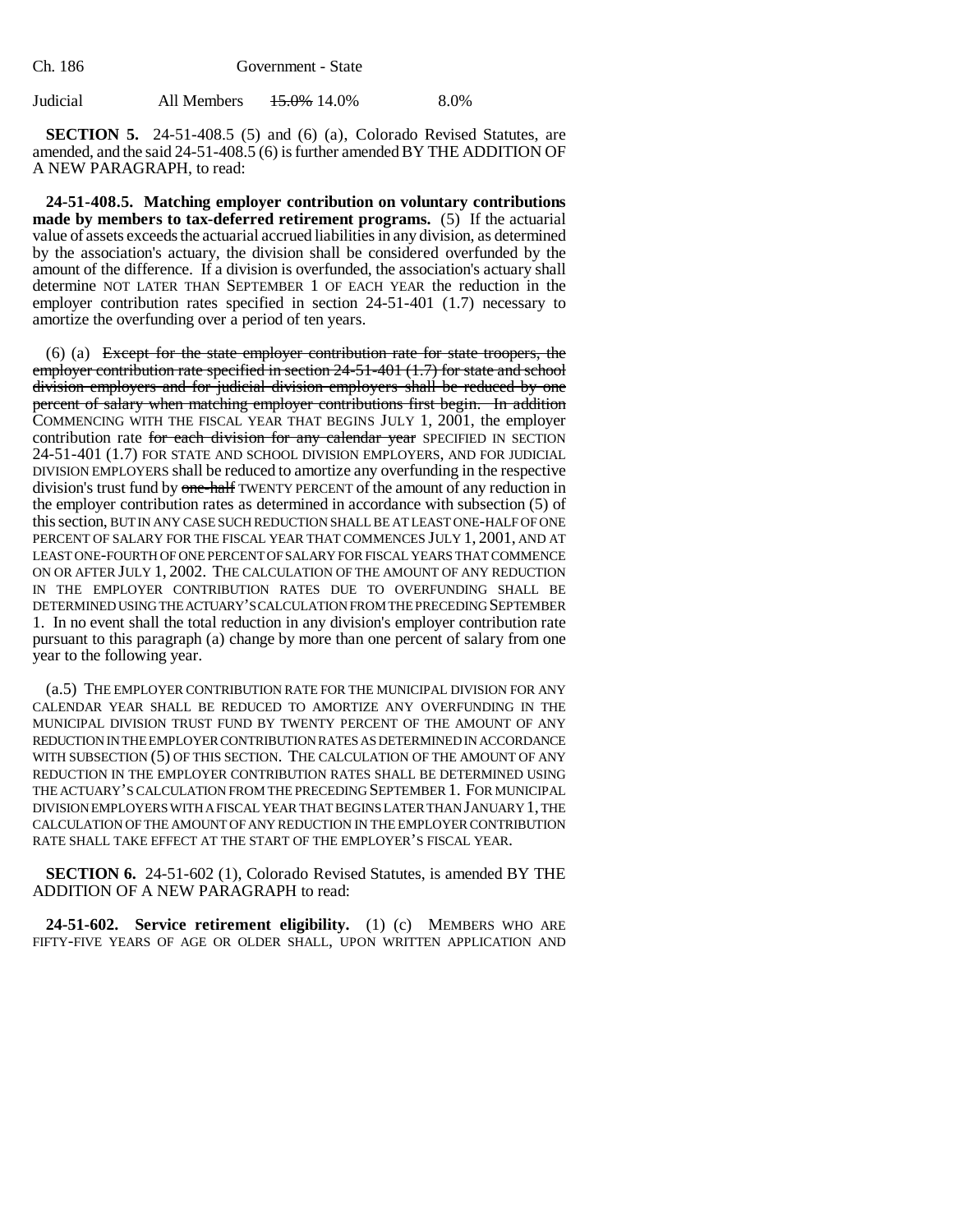| Judicial | All Members | ~~15.0%~~ 14.0% | 8.0% |
|---|---|---|---|

**SECTION 5.** 24-51-408.5 (5) and (6) (a), Colorado Revised Statutes, are amended, and the said 24-51-408.5 (6) is further amended BY THE ADDITION OF A NEW PARAGRAPH, to read:

**24-51-408.5. Matching employer contribution on voluntary contributions made by members to tax-deferred retirement programs.** (5) If the actuarial value of assets exceeds the actuarial accrued liabilities in any division, as determined by the association's actuary, the division shall be considered overfunded by the amount of the difference. If a division is overfunded, the association's actuary shall determine NOT LATER THAN SEPTEMBER 1 OF EACH YEAR the reduction in the employer contribution rates specified in section 24-51-401 (1.7) necessary to amortize the overfunding over a period of ten years.

(6) (a) ~~Except for the state employer contribution rate for state troopers, the employer contribution rate specified in section 24-51-401 (1.7) for state and school division employers and for judicial division employers shall be reduced by one percent of salary when matching employer contributions first begin. In addition~~ COMMENCING WITH THE FISCAL YEAR THAT BEGINS JULY 1, 2001, the employer contribution rate ~~for each division for any calendar year~~ SPECIFIED IN SECTION 24-51-401 (1.7) FOR STATE AND SCHOOL DIVISION EMPLOYERS, AND FOR JUDICIAL DIVISION EMPLOYERS shall be reduced to amortize any overfunding in the respective division's trust fund by ~~one-half~~ TWENTY PERCENT of the amount of any reduction in the employer contribution rates as determined in accordance with subsection (5) of this section, BUT IN ANY CASE SUCH REDUCTION SHALL BE AT LEAST ONE-HALF OF ONE PERCENT OF SALARY FOR THE FISCAL YEAR THAT COMMENCES JULY 1, 2001, AND AT LEAST ONE-FOURTH OF ONE PERCENT OF SALARY FOR FISCAL YEARS THAT COMMENCE ON OR AFTER JULY 1, 2002. THE CALCULATION OF THE AMOUNT OF ANY REDUCTION IN THE EMPLOYER CONTRIBUTION RATES DUE TO OVERFUNDING SHALL BE DETERMINED USING THE ACTUARY'S CALCULATION FROM THE PRECEDING SEPTEMBER 1. In no event shall the total reduction in any division's employer contribution rate pursuant to this paragraph (a) change by more than one percent of salary from one year to the following year.

(a.5) THE EMPLOYER CONTRIBUTION RATE FOR THE MUNICIPAL DIVISION FOR ANY CALENDAR YEAR SHALL BE REDUCED TO AMORTIZE ANY OVERFUNDING IN THE MUNICIPAL DIVISION TRUST FUND BY TWENTY PERCENT OF THE AMOUNT OF ANY REDUCTION IN THE EMPLOYER CONTRIBUTION RATES AS DETERMINED IN ACCORDANCE WITH SUBSECTION (5) OF THIS SECTION. THE CALCULATION OF THE AMOUNT OF ANY REDUCTION IN THE EMPLOYER CONTRIBUTION RATES SHALL BE DETERMINED USING THE ACTUARY'S CALCULATION FROM THE PRECEDING SEPTEMBER 1. FOR MUNICIPAL DIVISION EMPLOYERS WITH A FISCAL YEAR THAT BEGINS LATER THAN JANUARY 1, THE CALCULATION OF THE AMOUNT OF ANY REDUCTION IN THE EMPLOYER CONTRIBUTION RATE SHALL TAKE EFFECT AT THE START OF THE EMPLOYER'S FISCAL YEAR.

**SECTION 6.** 24-51-602 (1), Colorado Revised Statutes, is amended BY THE ADDITION OF A NEW PARAGRAPH to read:

**24-51-602. Service retirement eligibility.** (1) (c) MEMBERS WHO ARE FIFTY-FIVE YEARS OF AGE OR OLDER SHALL, UPON WRITTEN APPLICATION AND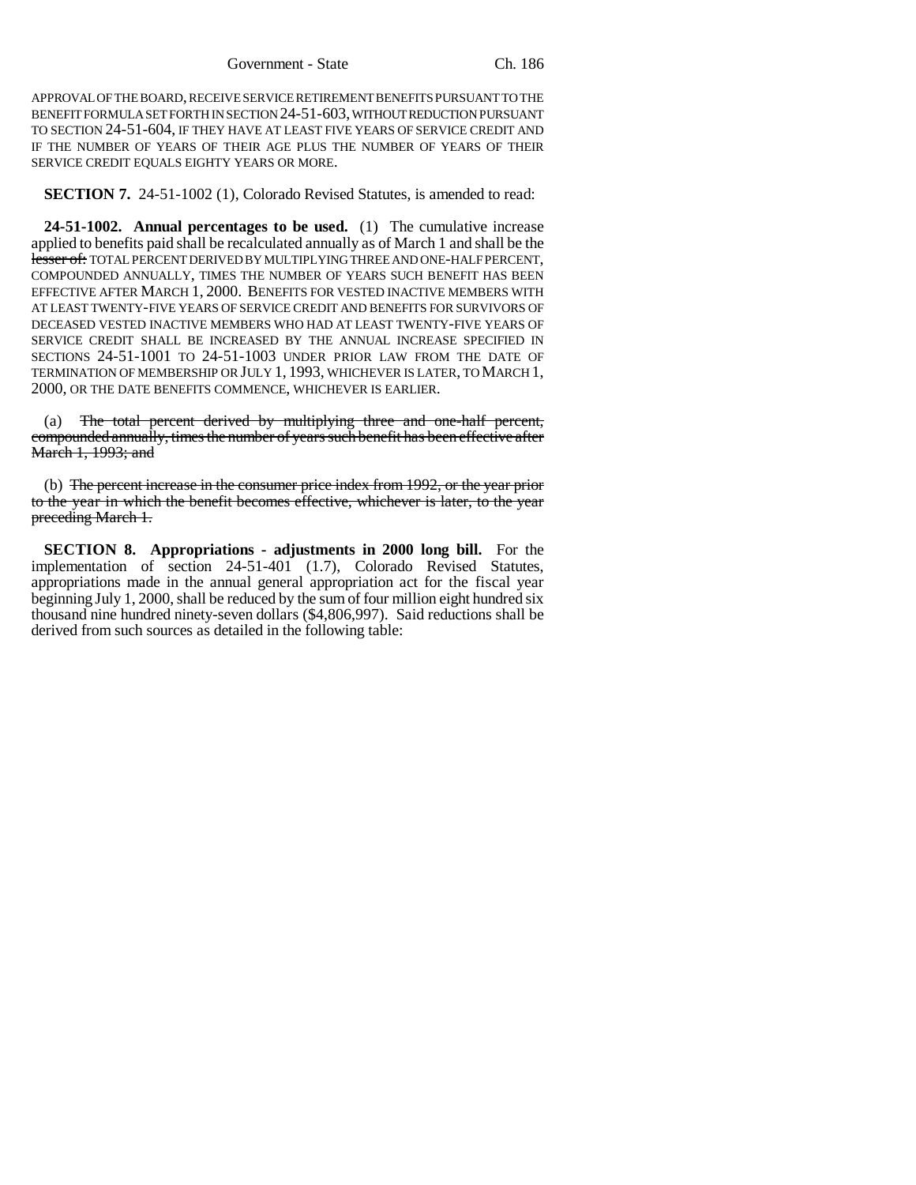APPROVAL OF THE BOARD, RECEIVE SERVICE RETIREMENT BENEFITS PURSUANT TO THE BENEFIT FORMULA SET FORTH IN SECTION 24-51-603, WITHOUT REDUCTION PURSUANT TO SECTION 24-51-604, IF THEY HAVE AT LEAST FIVE YEARS OF SERVICE CREDIT AND IF THE NUMBER OF YEARS OF THEIR AGE PLUS THE NUMBER OF YEARS OF THEIR SERVICE CREDIT EQUALS EIGHTY YEARS OR MORE.

**SECTION 7.** 24-51-1002 (1), Colorado Revised Statutes, is amended to read:

**24-51-1002. Annual percentages to be used.** (1) The cumulative increase applied to benefits paid shall be recalculated annually as of March 1 and shall be the ~~lesser of:~~ TOTAL PERCENT DERIVED BY MULTIPLYING THREE AND ONE-HALF PERCENT, COMPOUNDED ANNUALLY, TIMES THE NUMBER OF YEARS SUCH BENEFIT HAS BEEN EFFECTIVE AFTER MARCH 1, 2000. BENEFITS FOR VESTED INACTIVE MEMBERS WITH AT LEAST TWENTY-FIVE YEARS OF SERVICE CREDIT AND BENEFITS FOR SURVIVORS OF DECEASED VESTED INACTIVE MEMBERS WHO HAD AT LEAST TWENTY-FIVE YEARS OF SERVICE CREDIT SHALL BE INCREASED BY THE ANNUAL INCREASE SPECIFIED IN SECTIONS 24-51-1001 TO 24-51-1003 UNDER PRIOR LAW FROM THE DATE OF TERMINATION OF MEMBERSHIP OR JULY 1, 1993, WHICHEVER IS LATER, TO MARCH 1, 2000, OR THE DATE BENEFITS COMMENCE, WHICHEVER IS EARLIER.

(a) ~~The total percent derived by multiplying three and one-half percent, compounded annually, times the number of years such benefit has been effective after March 1, 1993; and~~

(b) ~~The percent increase in the consumer price index from 1992, or the year prior to the year in which the benefit becomes effective, whichever is later, to the year preceding March 1.~~

**SECTION 8. Appropriations - adjustments in 2000 long bill.** For the implementation of section 24-51-401 (1.7), Colorado Revised Statutes, appropriations made in the annual general appropriation act for the fiscal year beginning July 1, 2000, shall be reduced by the sum of four million eight hundred six thousand nine hundred ninety-seven dollars ($4,806,997). Said reductions shall be derived from such sources as detailed in the following table: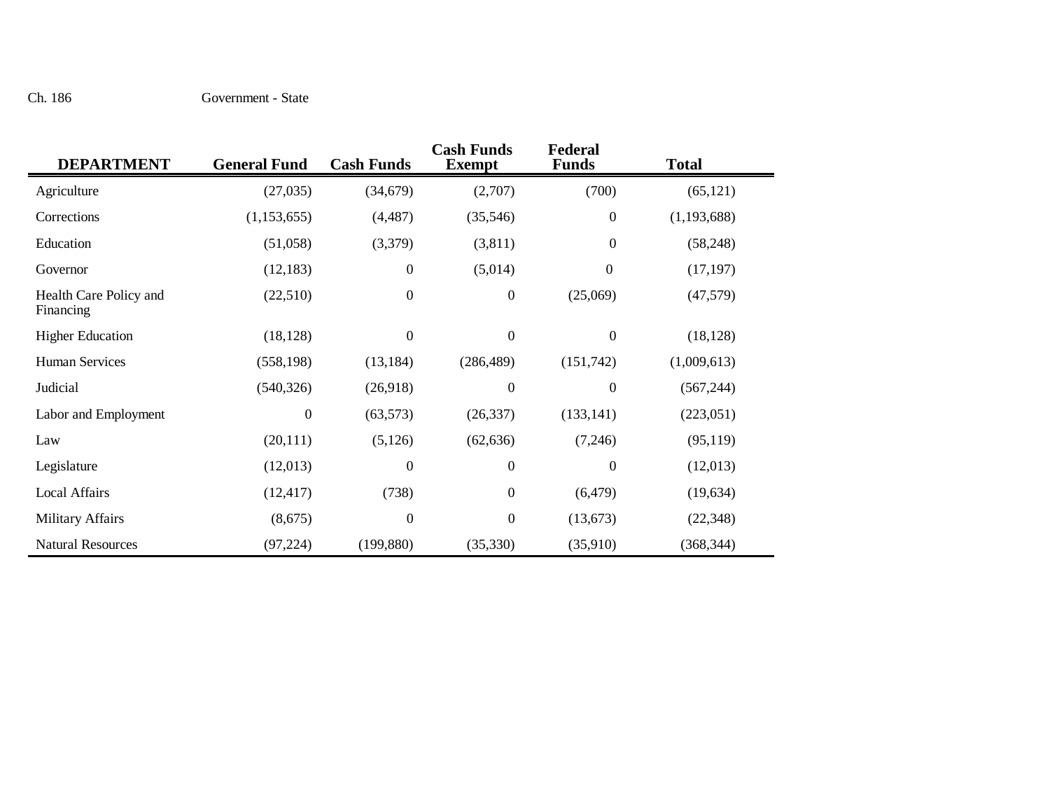| DEPARTMENT | General Fund | Cash Funds | Cash Funds Exempt | Federal Funds | Total |
| --- | --- | --- | --- | --- | --- |
| Agriculture | (27,035) | (34,679) | (2,707) | (700) | (65,121) |
| Corrections | (1,153,655) | (4,487) | (35,546) | 0 | (1,193,688) |
| Education | (51,058) | (3,379) | (3,811) | 0 | (58,248) |
| Governor | (12,183) | 0 | (5,014) | 0 | (17,197) |
| Health Care Policy and Financing | (22,510) | 0 | 0 | (25,069) | (47,579) |
| Higher Education | (18,128) | 0 | 0 | 0 | (18,128) |
| Human Services | (558,198) | (13,184) | (286,489) | (151,742) | (1,009,613) |
| Judicial | (540,326) | (26,918) | 0 | 0 | (567,244) |
| Labor and Employment | 0 | (63,573) | (26,337) | (133,141) | (223,051) |
| Law | (20,111) | (5,126) | (62,636) | (7,246) | (95,119) |
| Legislature | (12,013) | 0 | 0 | 0 | (12,013) |
| Local Affairs | (12,417) | (738) | 0 | (6,479) | (19,634) |
| Military Affairs | (8,675) | 0 | 0 | (13,673) | (22,348) |
| Natural Resources | (97,224) | (199,880) | (35,330) | (35,910) | (368,344) |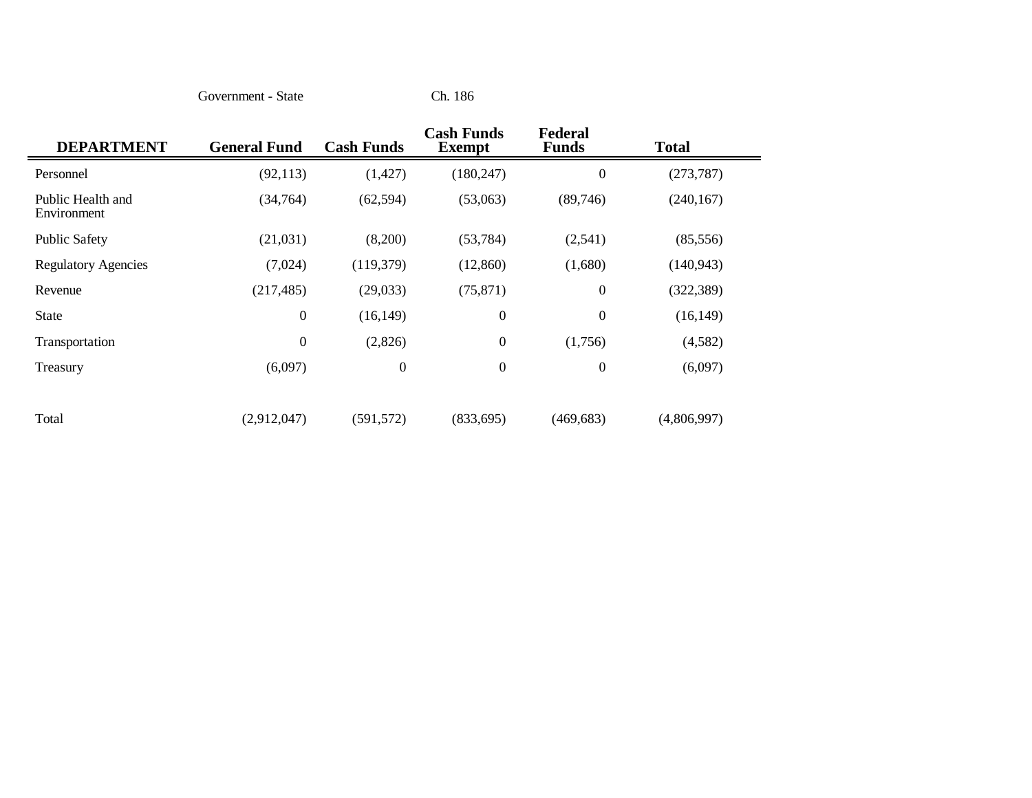| DEPARTMENT | General Fund | Cash Funds | Cash Funds Exempt | Federal Funds | Total |
|---|---|---|---|---|---|
| Personnel | (92,113) | (1,427) | (180,247) | 0 | (273,787) |
| Public Health and Environment | (34,764) | (62,594) | (53,063) | (89,746) | (240,167) |
| Public Safety | (21,031) | (8,200) | (53,784) | (2,541) | (85,556) |
| Regulatory Agencies | (7,024) | (119,379) | (12,860) | (1,680) | (140,943) |
| Revenue | (217,485) | (29,033) | (75,871) | 0 | (322,389) |
| State | 0 | (16,149) | 0 | 0 | (16,149) |
| Transportation | 0 | (2,826) | 0 | (1,756) | (4,582) |
| Treasury | (6,097) | 0 | 0 | 0 | (6,097) |
| Total | (2,912,047) | (591,572) | (833,695) | (469,683) | (4,806,997) |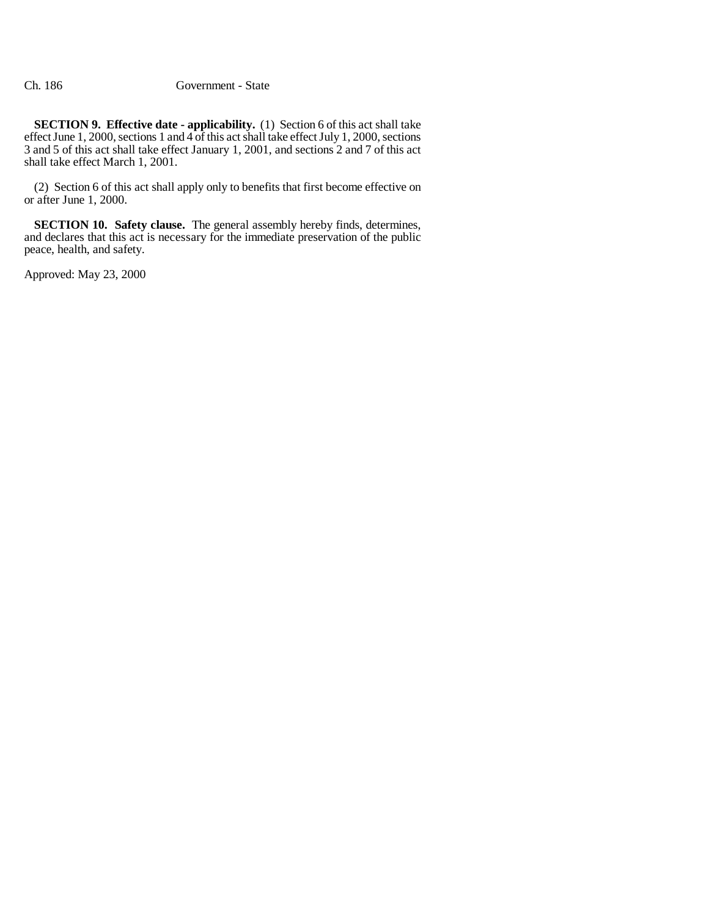**SECTION 9. Effective date - applicability.** (1) Section 6 of this act shall take effect June 1, 2000, sections 1 and 4 of this act shall take effect July 1, 2000, sections 3 and 5 of this act shall take effect January 1, 2001, and sections 2 and 7 of this act shall take effect March 1, 2001.

(2) Section 6 of this act shall apply only to benefits that first become effective on or after June 1, 2000.

**SECTION 10. Safety clause.** The general assembly hereby finds, determines, and declares that this act is necessary for the immediate preservation of the public peace, health, and safety.

Approved: May 23, 2000